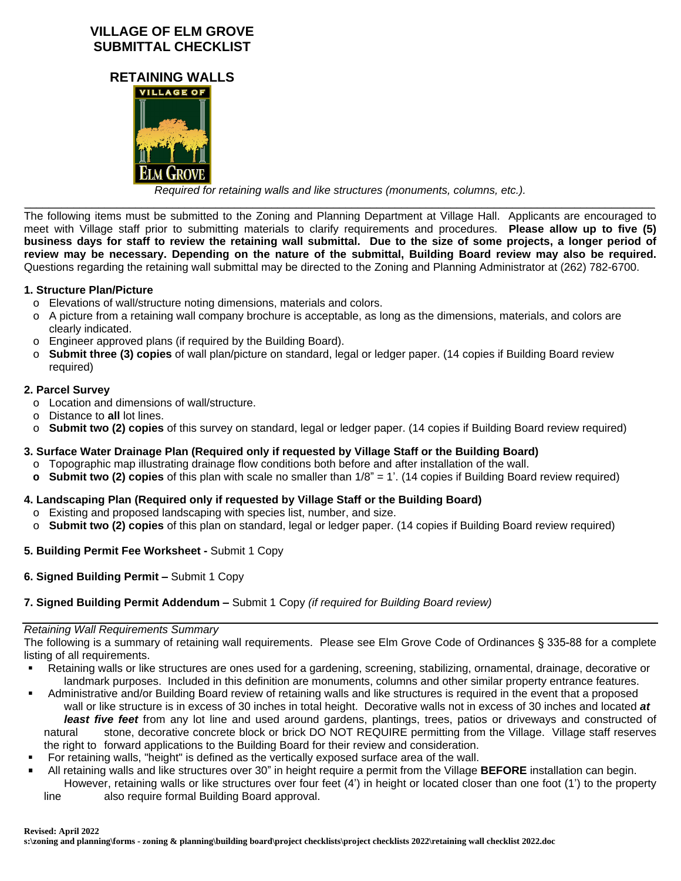# VILLAGE OF ELM GROVE SUBMITTAL CHECKLIST

## RETAINING WALLS

*Required for retaining walls and like structures (monuments, columns, etc.).*

---

The following items must be submitted to the Zoning and Planning Department at Village Hall. Applicants are encouraged to meet with Village staff prior to submitting materials to clarify requirements and procedures. **Please allow up to five (5) business days for staff to review the retaining wall submittal. Due to the size of some projects, a longer period of review may be necessary. Depending on the nature of the submittal, Building Board review may also be required.** Questions regarding the retaining wall submittal may be directed to the Zoning and Planning Administrator at (262) 782-6700.

**1. Structure Plan/Picture**

- Elevations of wall/structure noting dimensions, materials and colors.
- A picture from a retaining wall company brochure is acceptable, as long as the dimensions, materials, and colors are clearly indicated.
- Engineer approved plans (if required by the Building Board).
- **Submit three (3) copies** of wall plan/picture on standard, legal or ledger paper. (14 copies if Building Board review required)

**2. Parcel Survey**

- Location and dimensions of wall/structure.
- Distance to **all** lot lines.
- **Submit two (2) copies** of this survey on standard, legal or ledger paper. (14 copies if Building Board review required)

**3. Surface Water Drainage Plan (Required only if requested by Village Staff or the Building Board)**

- Topographic map illustrating drainage flow conditions both before and after installation of the wall.
- **Submit two (2) copies** of this plan with scale no smaller than 1/8" = 1'. (14 copies if Building Board review required)

**4. Landscaping Plan (Required only if requested by Village Staff or the Building Board)**

- Existing and proposed landscaping with species list, number, and size.
- **Submit two (2) copies** of this plan on standard, legal or ledger paper. (14 copies if Building Board review required)

**5. Building Permit Fee Worksheet -** Submit 1 Copy

**6. Signed Building Permit –** Submit 1 Copy

**7. Signed Building Permit Addendum –** Submit 1 Copy *(if required for Building Board review)*

---

*Retaining Wall Requirements Summary*

The following is a summary of retaining wall requirements. Please see Elm Grove Code of Ordinances § 335-88 for a complete listing of all requirements.

- Retaining walls or like structures are ones used for a gardening, screening, stabilizing, ornamental, drainage, decorative or landmark purposes. Included in this definition are monuments, columns and other similar property entrance features.
- Administrative and/or Building Board review of retaining walls and like structures is required in the event that a proposed wall or like structure is in excess of 30 inches in total height. Decorative walls not in excess of 30 inches and located ***at least five feet*** from any lot line and used around gardens, plantings, trees, patios or driveways and constructed of natural stone, decorative concrete block or brick DO NOT REQUIRE permitting from the Village. Village staff reserves the right to forward applications to the Building Board for their review and consideration.
- For retaining walls, "height" is defined as the vertically exposed surface area of the wall.
- All retaining walls and like structures over 30" in height require a permit from the Village **BEFORE** installation can begin. However, retaining walls or like structures over four feet (4') in height or located closer than one foot (1') to the property line also require formal Building Board approval.

**Revised: April 2022**
**s:\zoning and planning\forms - zoning & planning\building board\project checklists\project checklists 2022\retaining wall checklist 2022.doc**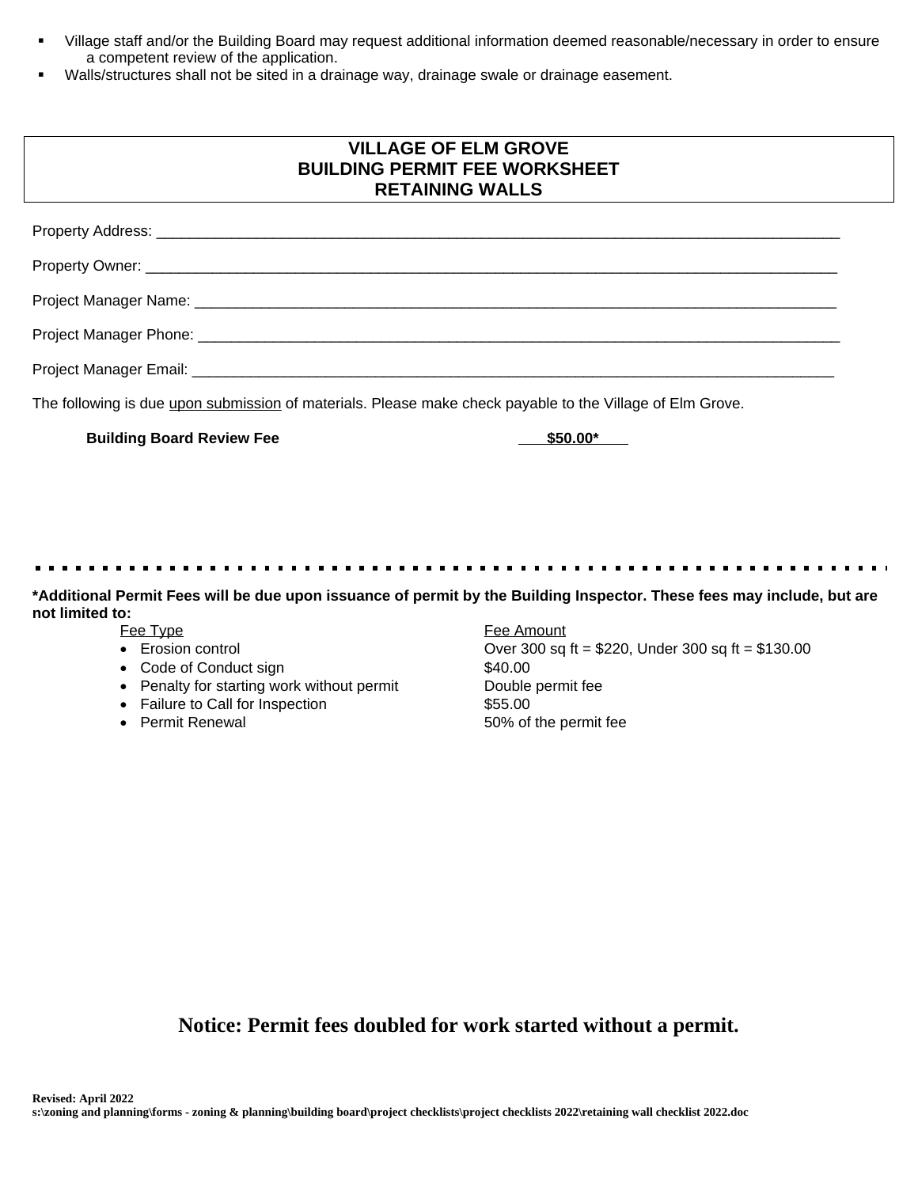- Village staff and/or the Building Board may request additional information deemed reasonable/necessary in order to ensure a competent review of the application.
- Walls/structures shall not be sited in a drainage way, drainage swale or drainage easement.

## VILLAGE OF ELM GROVE
## BUILDING PERMIT FEE WORKSHEET
## RETAINING WALLS

Property Address: ___________________________________________________________________________

Property Owner: ____________________________________________________________________________

Project Manager Name: _______________________________________________________________________

Project Manager Phone: _______________________________________________________________________

Project Manager Email: _______________________________________________________________________

The following is due upon submission of materials. Please make check payable to the Village of Elm Grove.

**Building Board Review Fee** **$50.00***

**\*Additional Permit Fees will be due upon issuance of permit by the Building Inspector. These fees may include, but are not limited to:**

| Fee Type | Fee Amount |
|---|---|
| Erosion control | Over 300 sq ft = $220, Under 300 sq ft = $130.00 |
| Code of Conduct sign | $40.00 |
| Penalty for starting work without permit | Double permit fee |
| Failure to Call for Inspection | $55.00 |
| Permit Renewal | 50% of the permit fee |

**Notice: Permit fees doubled for work started without a permit.**

**Revised: April 2022**
**s:\zoning and planning\forms - zoning & planning\building board\project checklists\project checklists 2022\retaining wall checklist 2022.doc**